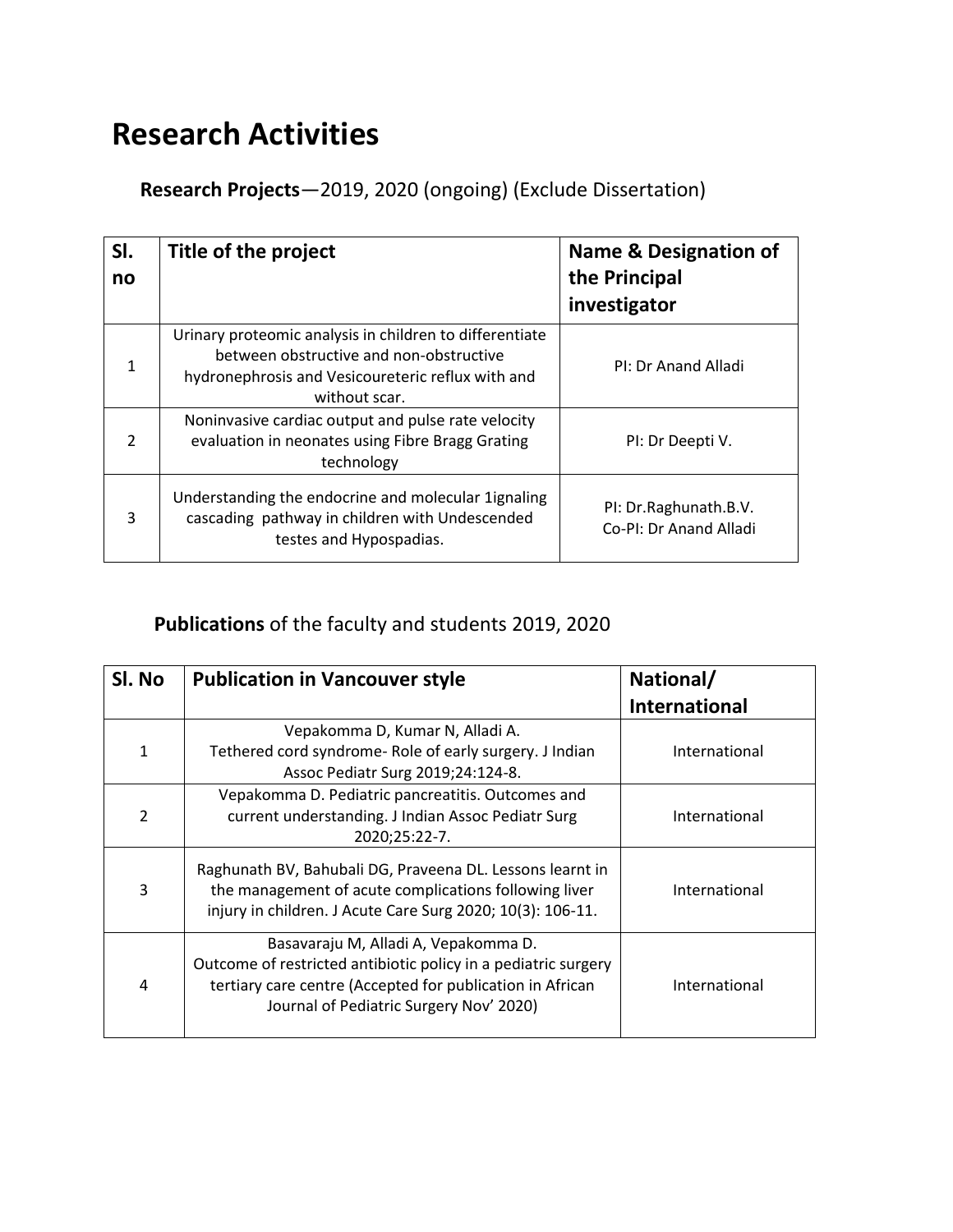# Research Activities

**Research Projects**—2019, 2020 (ongoing) (Exclude Dissertation)

| Sl. no | Title of the project | Name & Designation of the Principal investigator |
|---|---|---|
| 1 | Urinary proteomic analysis in children to differentiate between obstructive and non-obstructive hydronephrosis and Vesicoureteric reflux with and without scar. | PI: Dr Anand Alladi |
| 2 | Noninvasive cardiac output and pulse rate velocity evaluation in neonates using Fibre Bragg Grating technology | PI: Dr Deepti V. |
| 3 | Understanding the endocrine and molecular 1ignaling cascading pathway in children with Undescended testes and Hypospadias. | PI: Dr.Raghunath.B.V.<br>Co-PI: Dr Anand Alladi |

**Publications** of the faculty and students 2019, 2020

| Sl. No | Publication in Vancouver style | National/ International |
|---|---|---|
| 1 | Vepakomma D, Kumar N, Alladi A.<br>Tethered cord syndrome- Role of early surgery. J Indian Assoc Pediatr Surg 2019;24:124-8. | International |
| 2 | Vepakomma D. Pediatric pancreatitis. Outcomes and current understanding. J Indian Assoc Pediatr Surg 2020;25:22-7. | International |
| 3 | Raghunath BV, Bahubali DG, Praveena DL. Lessons learnt in the management of acute complications following liver injury in children. J Acute Care Surg 2020; 10(3): 106-11. | International |
| 4 | Basavaraju M, Alladi A, Vepakomma D.<br>Outcome of restricted antibiotic policy in a pediatric surgery tertiary care centre (Accepted for publication in African Journal of Pediatric Surgery Nov' 2020) | International |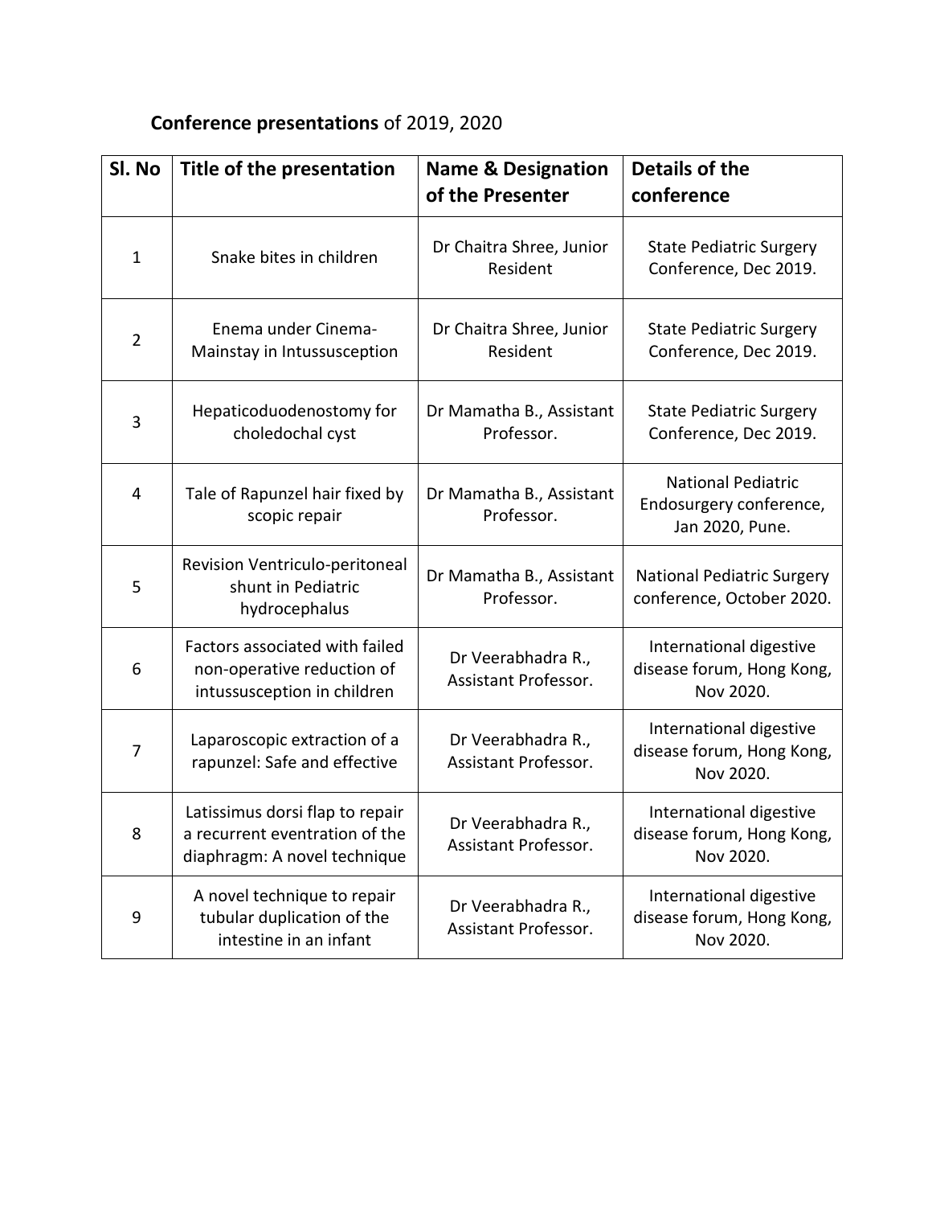**Conference presentations** of 2019, 2020

| Sl. No | Title of the presentation | Name & Designation of the Presenter | Details of the conference |
|---|---|---|---|
| 1 | Snake bites in children | Dr Chaitra Shree, Junior Resident | State Pediatric Surgery Conference, Dec 2019. |
| 2 | Enema under Cinema- Mainstay in Intussusception | Dr Chaitra Shree, Junior Resident | State Pediatric Surgery Conference, Dec 2019. |
| 3 | Hepaticoduodenostomy for choledochal cyst | Dr Mamatha B., Assistant Professor. | State Pediatric Surgery Conference, Dec 2019. |
| 4 | Tale of Rapunzel hair fixed by scopic repair | Dr Mamatha B., Assistant Professor. | National Pediatric Endosurgery conference, Jan 2020, Pune. |
| 5 | Revision Ventriculo-peritoneal shunt in Pediatric hydrocephalus | Dr Mamatha B., Assistant Professor. | National Pediatric Surgery conference, October 2020. |
| 6 | Factors associated with failed non-operative reduction of intussusception in children | Dr Veerabhadra R., Assistant Professor. | International digestive disease forum, Hong Kong, Nov 2020. |
| 7 | Laparoscopic extraction of a rapunzel: Safe and effective | Dr Veerabhadra R., Assistant Professor. | International digestive disease forum, Hong Kong, Nov 2020. |
| 8 | Latissimus dorsi flap to repair a recurrent eventration of the diaphragm: A novel technique | Dr Veerabhadra R., Assistant Professor. | International digestive disease forum, Hong Kong, Nov 2020. |
| 9 | A novel technique to repair tubular duplication of the intestine in an infant | Dr Veerabhadra R., Assistant Professor. | International digestive disease forum, Hong Kong, Nov 2020. |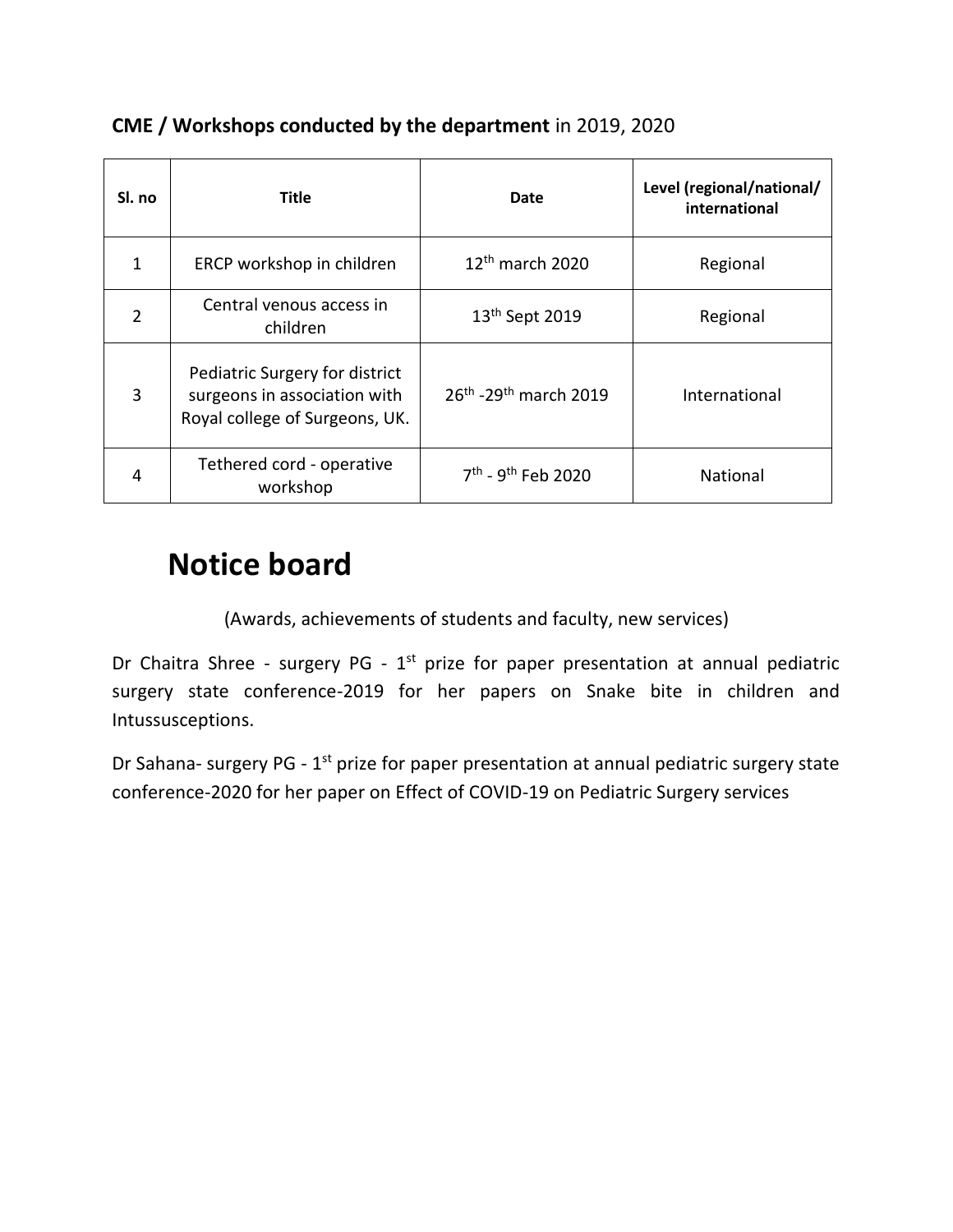**CME / Workshops conducted by the department** in 2019, 2020

| Sl. no | Title | Date | Level (regional/national/ international |
|---|---|---|---|
| 1 | ERCP workshop in children | 12th march 2020 | Regional |
| 2 | Central venous access in children | 13th Sept 2019 | Regional |
| 3 | Pediatric Surgery for district surgeons in association with Royal college of Surgeons, UK. | 26th -29th march 2019 | International |
| 4 | Tethered cord - operative workshop | 7th - 9th Feb 2020 | National |

# Notice board

(Awards, achievements of students and faculty, new services)

Dr Chaitra Shree - surgery PG - 1st prize for paper presentation at annual pediatric surgery state conference-2019 for her papers on Snake bite in children and Intussusceptions.

Dr Sahana- surgery PG - 1st prize for paper presentation at annual pediatric surgery state conference-2020 for her paper on Effect of COVID-19 on Pediatric Surgery services